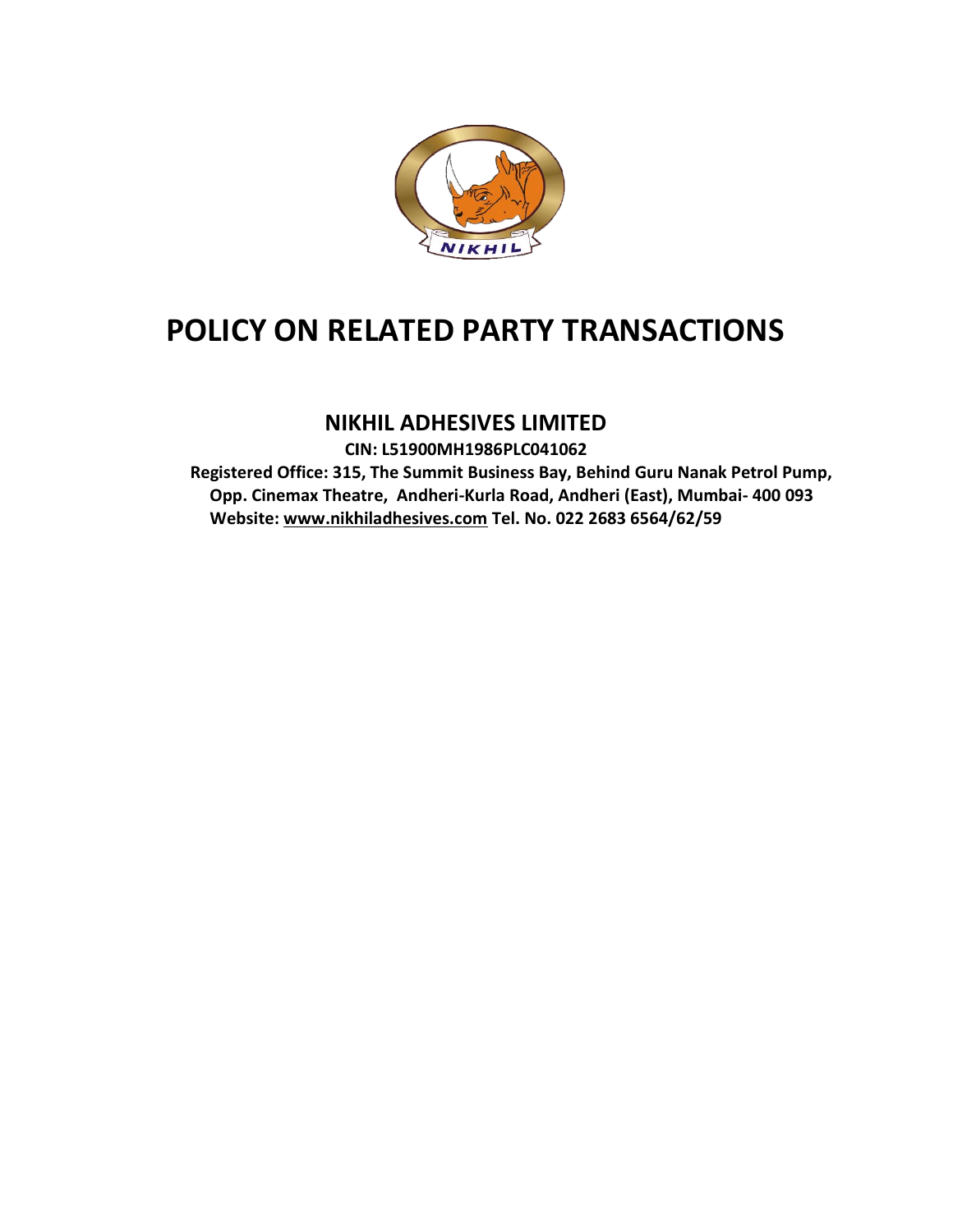# POLICY ON RELATED PARTY TRANSACTIONS

## NIKHIL ADHESIVES LIMITED

**CIN: L51900MH1986PLC041062**

**Registered Office: 315, The Summit Business Bay, Behind Guru Nanak Petrol Pump, Opp. Cinemax Theatre, Andheri-Kurla Road, Andheri (East), Mumbai- 400 093**

**Website: www.nikhiladhesives.com Tel. No. 022 2683 6564/62/59**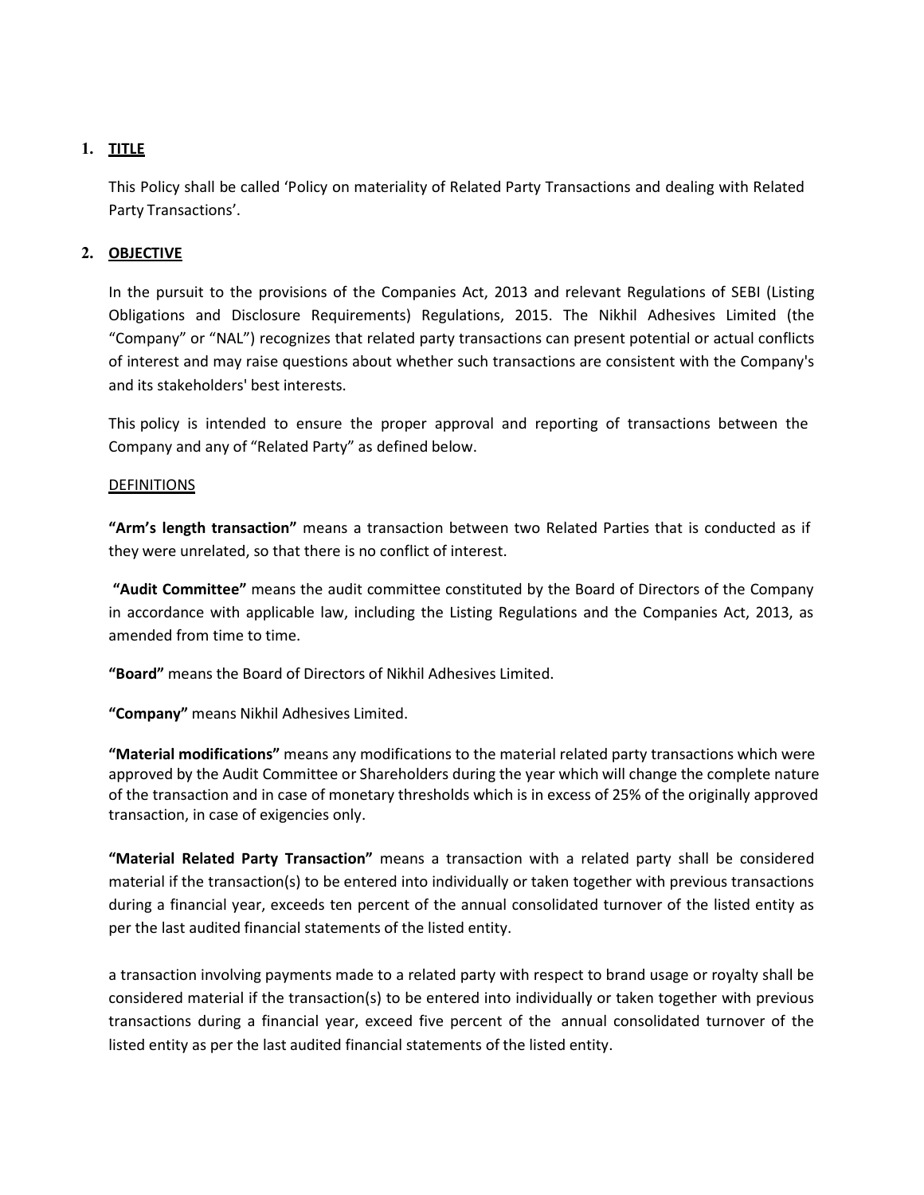## 1. TITLE

This Policy shall be called 'Policy on materiality of Related Party Transactions and dealing with Related Party Transactions'.

## 2. OBJECTIVE

In the pursuit to the provisions of the Companies Act, 2013 and relevant Regulations of SEBI (Listing Obligations and Disclosure Requirements) Regulations, 2015. The Nikhil Adhesives Limited (the "Company" or "NAL") recognizes that related party transactions can present potential or actual conflicts of interest and may raise questions about whether such transactions are consistent with the Company's and its stakeholders' best interests.

This policy is intended to ensure the proper approval and reporting of transactions between the Company and any of "Related Party" as defined below.

DEFINITIONS

**"Arm's length transaction"** means a transaction between two Related Parties that is conducted as if they were unrelated, so that there is no conflict of interest.

**"Audit Committee"** means the audit committee constituted by the Board of Directors of the Company in accordance with applicable law, including the Listing Regulations and the Companies Act, 2013, as amended from time to time.

**"Board"** means the Board of Directors of Nikhil Adhesives Limited.

**"Company"** means Nikhil Adhesives Limited.

**"Material modifications"** means any modifications to the material related party transactions which were approved by the Audit Committee or Shareholders during the year which will change the complete nature of the transaction and in case of monetary thresholds which is in excess of 25% of the originally approved transaction, in case of exigencies only.

**"Material Related Party Transaction"** means a transaction with a related party shall be considered material if the transaction(s) to be entered into individually or taken together with previous transactions during a financial year, exceeds ten percent of the annual consolidated turnover of the listed entity as per the last audited financial statements of the listed entity.

a transaction involving payments made to a related party with respect to brand usage or royalty shall be considered material if the transaction(s) to be entered into individually or taken together with previous transactions during a financial year, exceed five percent of the annual consolidated turnover of the listed entity as per the last audited financial statements of the listed entity.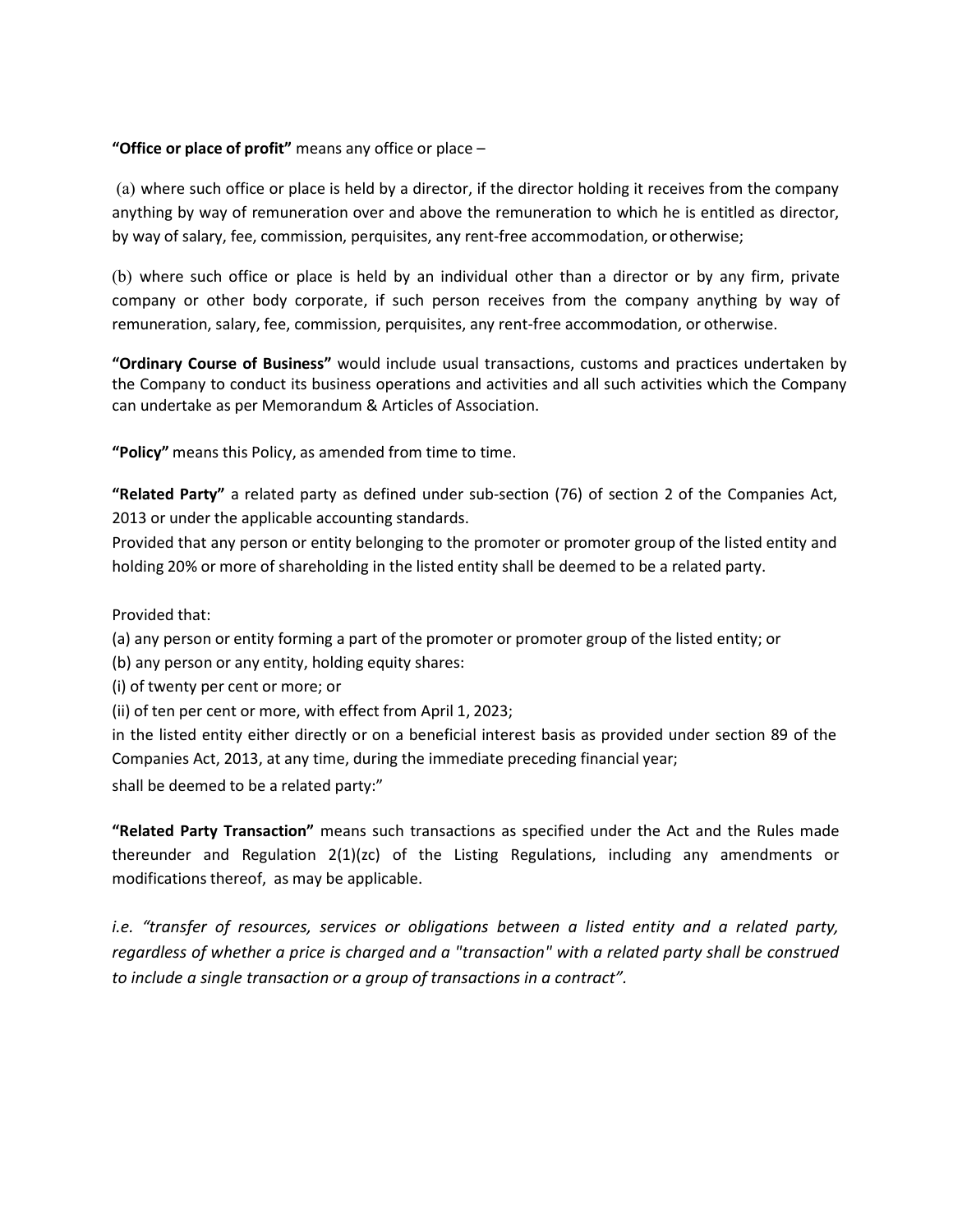**"Office or place of profit"** means any office or place –

(a) where such office or place is held by a director, if the director holding it receives from the company anything by way of remuneration over and above the remuneration to which he is entitled as director, by way of salary, fee, commission, perquisites, any rent-free accommodation, or otherwise;

(b) where such office or place is held by an individual other than a director or by any firm, private company or other body corporate, if such person receives from the company anything by way of remuneration, salary, fee, commission, perquisites, any rent-free accommodation, or otherwise.

**"Ordinary Course of Business"** would include usual transactions, customs and practices undertaken by the Company to conduct its business operations and activities and all such activities which the Company can undertake as per Memorandum & Articles of Association.

**"Policy"** means this Policy, as amended from time to time.

**"Related Party"** a related party as defined under sub-section (76) of section 2 of the Companies Act, 2013 or under the applicable accounting standards.
Provided that any person or entity belonging to the promoter or promoter group of the listed entity and holding 20% or more of shareholding in the listed entity shall be deemed to be a related party.

Provided that:
(a) any person or entity forming a part of the promoter or promoter group of the listed entity; or
(b) any person or any entity, holding equity shares:
(i) of twenty per cent or more; or
(ii) of ten per cent or more, with effect from April 1, 2023;
in the listed entity either directly or on a beneficial interest basis as provided under section 89 of the Companies Act, 2013, at any time, during the immediate preceding financial year;
shall be deemed to be a related party:"

**"Related Party Transaction"** means such transactions as specified under the Act and the Rules made thereunder and Regulation 2(1)(zc) of the Listing Regulations, including any amendments or modifications thereof, as may be applicable.

*i.e. "transfer of resources, services or obligations between a listed entity and a related party, regardless of whether a price is charged and a "transaction" with a related party shall be construed to include a single transaction or a group of transactions in a contract".*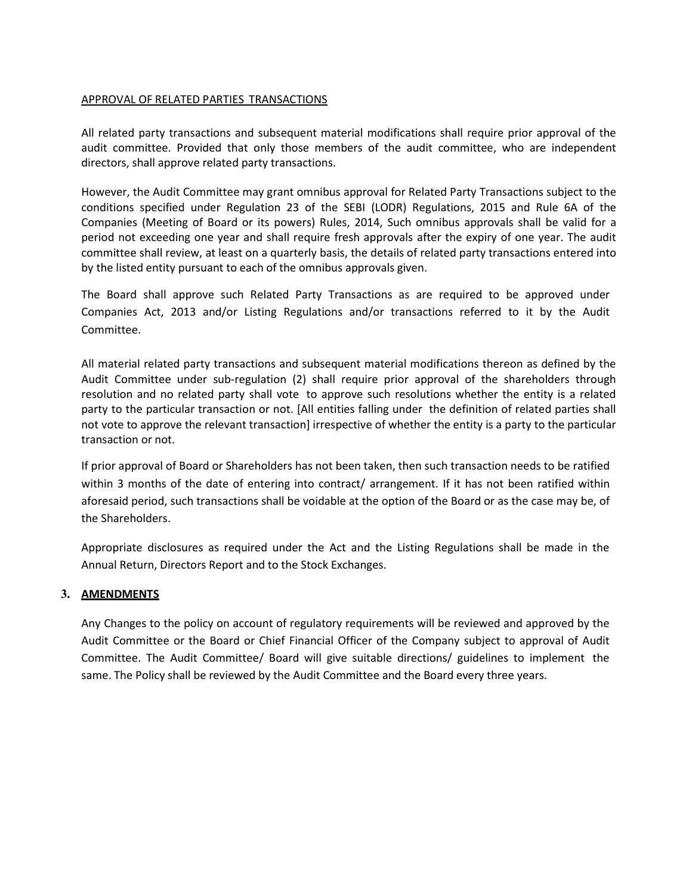APPROVAL OF RELATED PARTIES TRANSACTIONS

All related party transactions and subsequent material modifications shall require prior approval of the audit committee. Provided that only those members of the audit committee, who are independent directors, shall approve related party transactions.

However, the Audit Committee may grant omnibus approval for Related Party Transactions subject to the conditions specified under Regulation 23 of the SEBI (LODR) Regulations, 2015 and Rule 6A of the Companies (Meeting of Board or its powers) Rules, 2014, Such omnibus approvals shall be valid for a period not exceeding one year and shall require fresh approvals after the expiry of one year. The audit committee shall review, at least on a quarterly basis, the details of related party transactions entered into by the listed entity pursuant to each of the omnibus approvals given.

The Board shall approve such Related Party Transactions as are required to be approved under Companies Act, 2013 and/or Listing Regulations and/or transactions referred to it by the Audit Committee.

All material related party transactions and subsequent material modifications thereon as defined by the Audit Committee under sub-regulation (2) shall require prior approval of the shareholders through resolution and no related party shall vote to approve such resolutions whether the entity is a related party to the particular transaction or not. [All entities falling under the definition of related parties shall not vote to approve the relevant transaction] irrespective of whether the entity is a party to the particular transaction or not.

If prior approval of Board or Shareholders has not been taken, then such transaction needs to be ratified within 3 months of the date of entering into contract/ arrangement. If it has not been ratified within aforesaid period, such transactions shall be voidable at the option of the Board or as the case may be, of the Shareholders.

Appropriate disclosures as required under the Act and the Listing Regulations shall be made in the Annual Return, Directors Report and to the Stock Exchanges.

## 3. AMENDMENTS

Any Changes to the policy on account of regulatory requirements will be reviewed and approved by the Audit Committee or the Board or Chief Financial Officer of the Company subject to approval of Audit Committee. The Audit Committee/ Board will give suitable directions/ guidelines to implement the same. The Policy shall be reviewed by the Audit Committee and the Board every three years.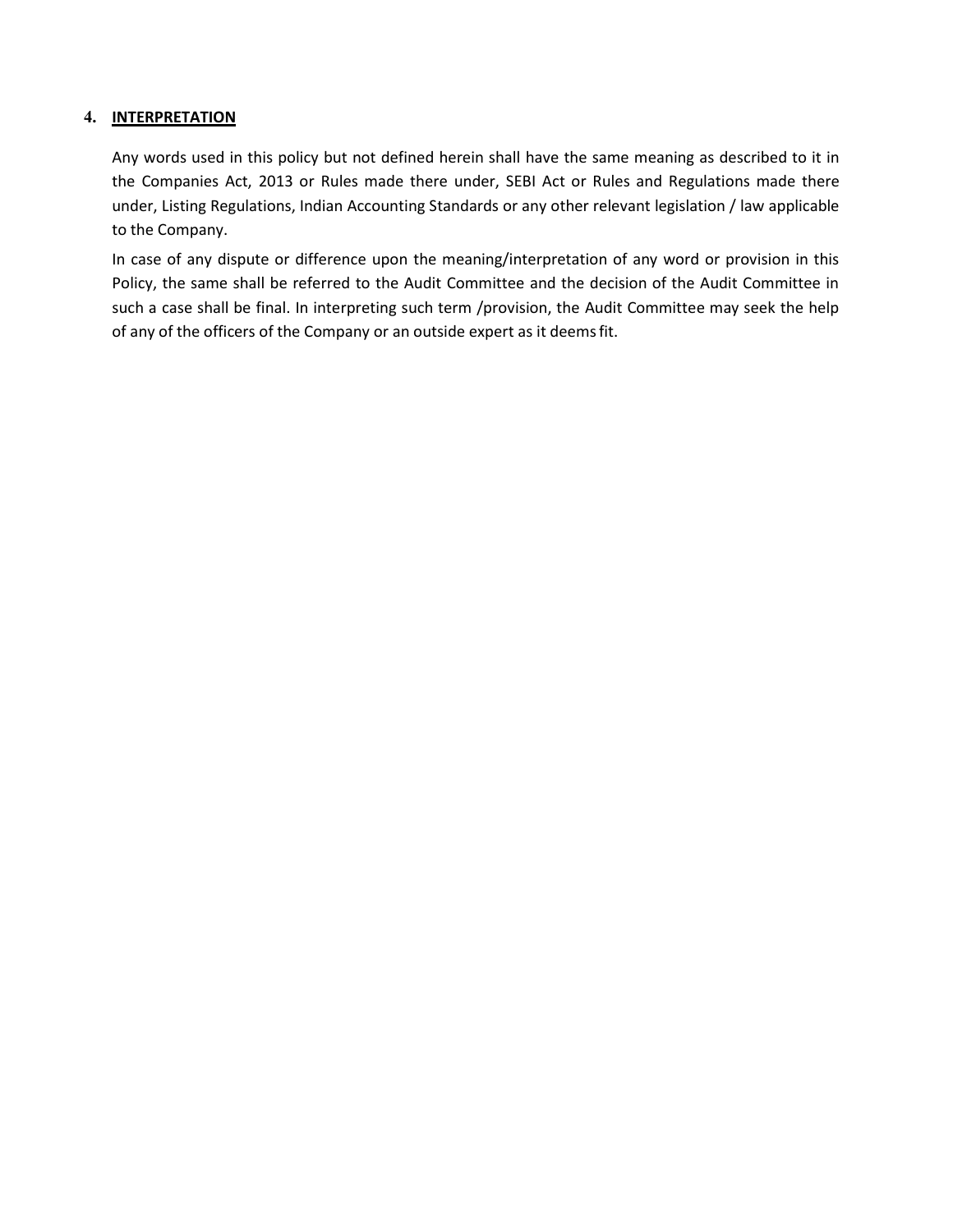## 4. INTERPRETATION

Any words used in this policy but not defined herein shall have the same meaning as described to it in the Companies Act, 2013 or Rules made there under, SEBI Act or Rules and Regulations made there under, Listing Regulations, Indian Accounting Standards or any other relevant legislation / law applicable to the Company.

In case of any dispute or difference upon the meaning/interpretation of any word or provision in this Policy, the same shall be referred to the Audit Committee and the decision of the Audit Committee in such a case shall be final. In interpreting such term /provision, the Audit Committee may seek the help of any of the officers of the Company or an outside expert as it deems fit.